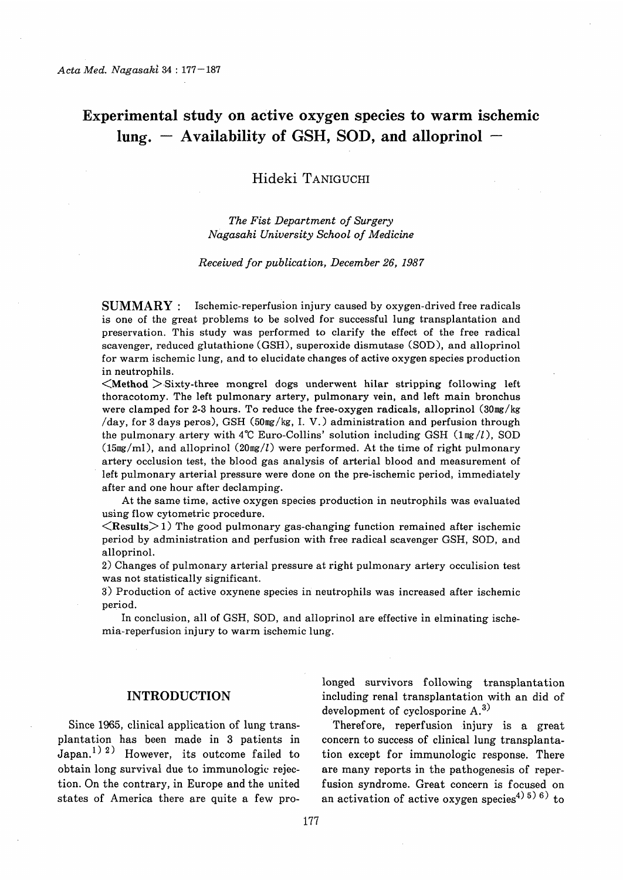# Experimental study on active oxygen species to warm ischemic lung. — Availability of GSH, SOD, and alloprinol —

Hideki TANIGUCHI

*The Fist Department of Surgery*
*Nagasaki University School of Medicine*

*Received for publication, December 26, 1987*

**SUMMARY** : Ischemic-reperfusion injury caused by oxygen-drived free radicals is one of the great problems to be solved for successful lung transplantation and preservation. This study was performed to clarify the effect of the free radical scavenger, reduced glutathione (GSH), superoxide dismutase (SOD), and alloprinol for warm ischemic lung, and to elucidate changes of active oxygen species production in neutrophils.

<**Method**> Sixty-three mongrel dogs underwent hilar stripping following left thoracotomy. The left pulmonary artery, pulmonary vein, and left main bronchus were clamped for 2-3 hours. To reduce the free-oxygen radicals, alloprinol (30mg/kg/day, for 3 days peros), GSH (50mg/kg, I. V.) administration and perfusion through the pulmonary artery with 4℃ Euro-Collins' solution including GSH (1mg/$l$), SOD (15mg/ml), and alloprinol (20mg/$l$) were performed. At the time of right pulmonary artery occlusion test, the blood gas analysis of arterial blood and measurement of left pulmonary arterial pressure were done on the pre-ischemic period, immediately after and one hour after declamping.

At the same time, active oxygen species production in neutrophils was evaluated using flow cytometric procedure.

<**Results**> 1) The good pulmonary gas-changing function remained after ischemic period by administration and perfusion with free radical scavenger GSH, SOD, and alloprinol.

2) Changes of pulmonary arterial pressure at right pulmonary artery occulision test was not statistically significant.

3) Production of active oxynene species in neutrophils was increased after ischemic period.

In conclusion, all of GSH, SOD, and alloprinol are effective in elminating ischemia-reperfusion injury to warm ischemic lung.

## INTRODUCTION

Since 1965, clinical application of lung transplantation has been made in 3 patients in Japan.[1) 2)] However, its outcome failed to obtain long survival due to immunologic rejection. On the contrary, in Europe and the united states of America there are quite a few prolonged survivors following transplantation including renal transplantation with an did of development of cyclosporine A.[3)]

Therefore, reperfusion injury is a great concern to success of clinical lung transplantation except for immunologic response. There are many reports in the pathogenesis of reperfusion syndrome. Great concern is focused on an activation of active oxygen species[4) 5) 6)] to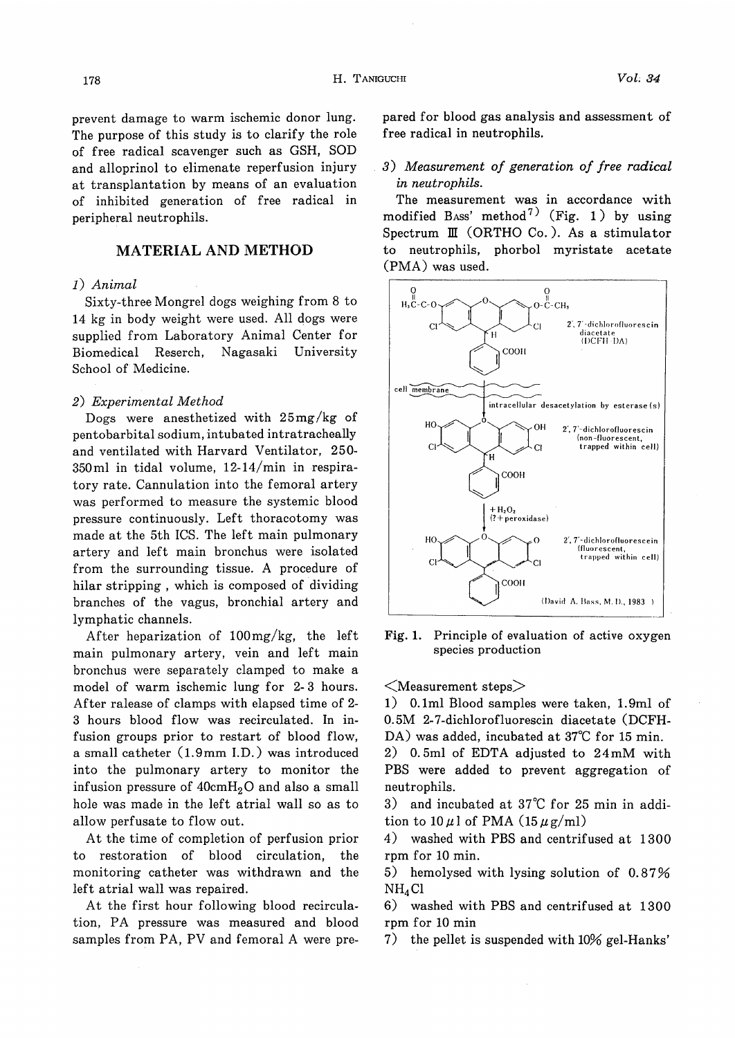prevent damage to warm ischemic donor lung. The purpose of this study is to clarify the role of free radical scavenger such as GSH, SOD and alloprinol to elimenate reperfusion injury at transplantation by means of an evaluation of inhibited generation of free radical in peripheral neutrophils.

## MATERIAL AND METHOD

### 1) *Animal*

Sixty-three Mongrel dogs weighing from 8 to 14 kg in body weight were used. All dogs were supplied from Laboratory Animal Center for Biomedical Reserch, Nagasaki University School of Medicine.

### 2) *Experimental Method*

Dogs were anesthetized with 25mg/kg of pentobarbital sodium, intubated intratracheally and ventilated with Harvard Ventilator, 250-350ml in tidal volume, 12-14/min in respiratory rate. Cannulation into the femoral artery was performed to measure the systemic blood pressure continuously. Left thoracotomy was made at the 5th ICS. The left main pulmonary artery and left main bronchus were isolated from the surrounding tissue. A procedure of hilar stripping , which is composed of dividing branches of the vagus, bronchial artery and lymphatic channels.

After heparization of 100mg/kg, the left main pulmonary artery, vein and left main bronchus were separately clamped to make a model of warm ischemic lung for 2-3 hours. After release of clamps with elapsed time of 2-3 hours blood flow was recirculated. In infusion groups prior to restart of blood flow, a small catheter (1.9mm I.D.) was introduced into the pulmonary artery to monitor the infusion pressure of 40cm$H_2O$ and also a small hole was made in the left atrial wall so as to allow perfusate to flow out.

At the time of completion of perfusion prior to restoration of blood circulation, the monitoring catheter was withdrawn and the left atrial wall was repaired.

At the first hour following blood recirculation, PA pressure was measured and blood samples from PA, PV and femoral A were prepared for blood gas analysis and assessment of free radical in neutrophils.

### 3) *Measurement of generation of free radical in neutrophils.*

The measurement was in accordance with modified Bass' method[7] (Fig. 1) by using Spectrum III (ORTHO Co.). As a stimulator to neutrophils, phorbol myristate acetate (PMA) was used.

2',7'-dichlorofluorescin diacetate (DCFH-DA)

cell membrane — intracellular desacetylation by esterase(s)

2',7'-dichlorofluorescin (non-fluorescent, trapped within cell)

+ $H_2O_2$ (?+peroxidase)

2',7'-dichlorofluorescein (fluorescent, trapped within cell)

(David A. Bass, M.D., 1983)

**Fig. 1.** Principle of evaluation of active oxygen species production

<Measurement steps>

1) 0.1ml Blood samples were taken, 1.9ml of 0.5M 2-7-dichlorofluorescin diacetate (DCFH-DA) was added, incubated at 37℃ for 15 min.

2) 0.5ml of EDTA adjusted to 24mM with PBS were added to prevent aggregation of neutrophils.

3) and incubated at 37℃ for 25 min in addition to 10$\mu$l of PMA (15$\mu$g/ml)

4) washed with PBS and centrifused at 1300 rpm for 10 min.

5) hemolysed with lysing solution of 0.87% $NH_4Cl$

6) washed with PBS and centrifused at 1300 rpm for 10 min

7) the pellet is suspended with 10% gel-Hanks'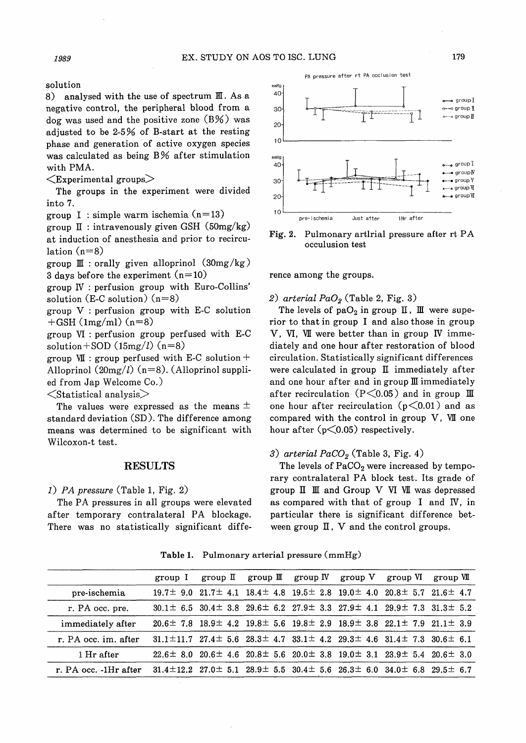solution

8) analysed with the use of spectrum III. As a negative control, the peripheral blood from a dog was used and the positive zone (B%) was adjusted to be 2-5% of B-start at the resting phase and generation of active oxygen species was calculated as being B% after stimulation with PMA.

<Experimental groups>

The groups in the experiment were divided into 7.

group I : simple warm ischemia (n=13)

group II : intravenously given GSH (50mg/kg) at induction of anesthesia and prior to recirculation (n=8)

group III : orally given alloprinol (30mg/kg) 3 days before the experiment (n=10)

group IV : perfusion group with Euro-Collins' solution (E-C solution) (n=8)

group V : perfusion group with E-C solution +GSH (1mg/ml) (n=8)

group VI : perfusion group perfused with E-C solution+SOD (15mg/l) (n=8)

group VII : group perfused with E-C solution + Alloprinol (20mg/l) (n=8). (Alloprinol supplied from Jap Welcome Co.)

<Statistical analysis>

The values were expressed as the means ± standard deviation (SD). The difference among means was determined to be significant with Wilcoxon-t test.

## RESULTS

*1) PA pressure* (Table 1, Fig. 2)

The PA pressures in all groups were elevated after temporary contralateral PA blockage. There was no statistically significant difference among the groups.

Fig. 2. Pulmonary artlrial pressure after rt PA occulusion test

*2) arterial $PaO_2$* (Table 2, Fig. 3)

The levels of $paO_2$ in group II, III were superior to that in group I and also those in group V, VI, VII were better than in group IV immediately and one hour after restoration of blood circulation. Statistically significant differences were calculated in group II immediately after and one hour after and in group III immediately after recirculation ($P<0.05$) and in group III one hour after recirculation ($p<0.01$) and as compared with the control in group V, VII one hour after ($p<0.05$) respectively.

*3) arterial $PaCO_2$* (Table 3, Fig. 4)

The levels of $PaCO_2$ were increased by temporary contralateral PA block test. Its grade of group II III and Group V VI VII was depressed as compared with that of group I and IV, in particular there is significant difference between group II, V and the control groups.

**Table 1.** Pulmonary arterial pressure (mmHg)

| | group I | group II | group III | group IV | group V | group VI | group VII |
|---|---|---|---|---|---|---|---|
| pre-ischemia | 19.7± 9.0 | 21.7± 4.1 | 18.4± 4.8 | 19.5± 2.8 | 19.0± 4.0 | 20.8± 5.7 | 21.6± 4.7 |
| r. PA occ. pre. | 30.1± 6.5 | 30.4± 3.8 | 29.6± 6.2 | 27.9± 3.3 | 27.9± 4.1 | 29.9± 7.3 | 31.3± 5.2 |
| immediately after | 20.6± 7.8 | 18.9± 4.2 | 19.8± 5.6 | 19.8± 2.9 | 18.9± 3.8 | 22.1± 7.9 | 21.1± 3.9 |
| r. PA occ. im. after | 31.1±11.7 | 27.4± 5.6 | 28.3± 4.7 | 33.1± 4.2 | 29.3± 4.6 | 31.4± 7.3 | 30.6± 6.1 |
| 1 Hr after | 22.6± 8.0 | 20.6± 4.6 | 20.8± 5.6 | 20.0± 3.8 | 19.0± 3.1 | 23.9± 5.4 | 20.6± 3.0 |
| r. PA occ. -1Hr after | 31.4±12.2 | 27.0± 5.1 | 28.9± 5.5 | 30.4± 5.6 | 26.3± 6.0 | 34.0± 6.8 | 29.5± 6.7 |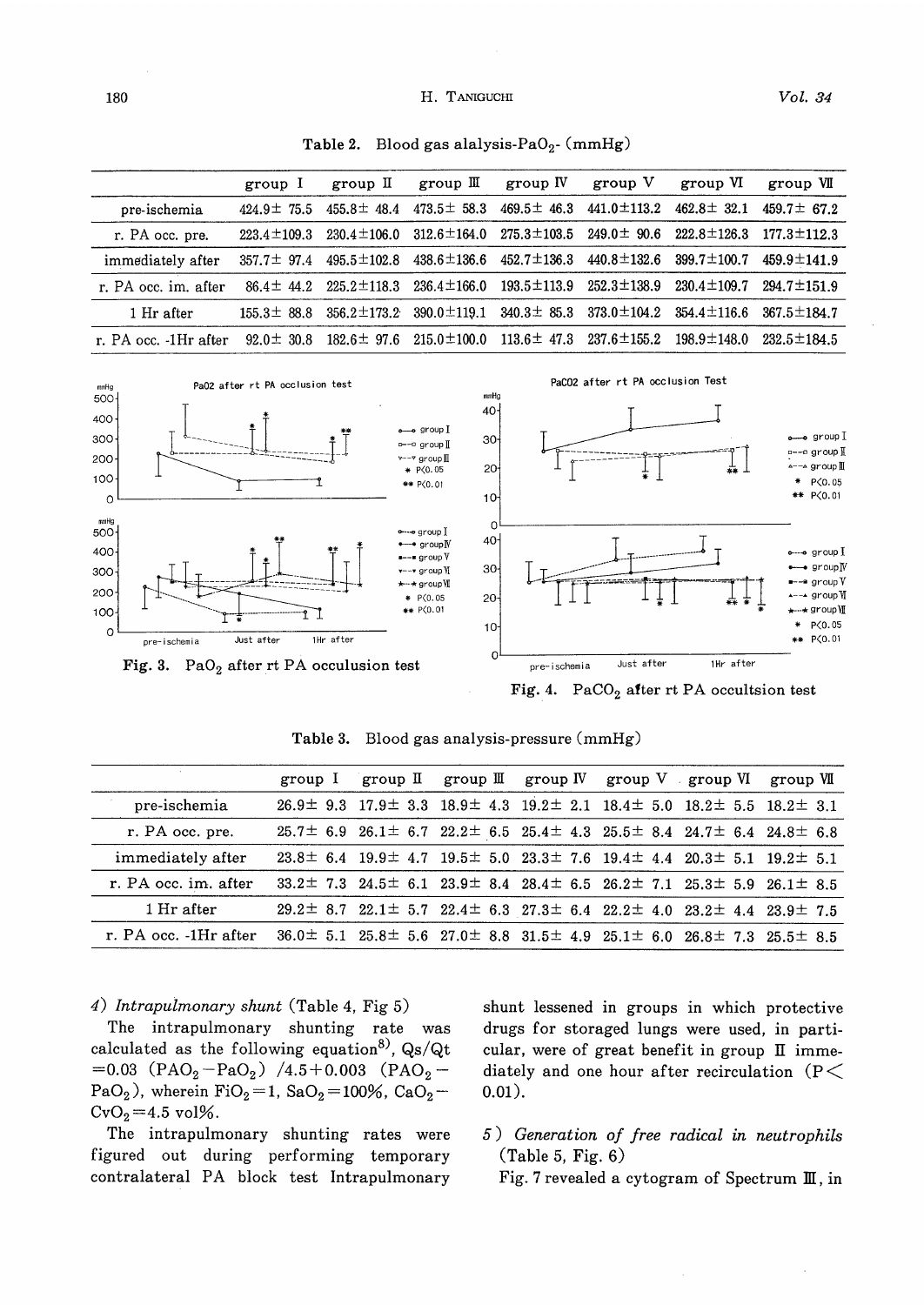Table 2. Blood gas alalysis-$PaO_2$- (mmHg)

| | group I | group II | group III | group IV | group V | group VI | group VII |
|---|---|---|---|---|---|---|---|
| pre-ischemia | 424.9± 75.5 | 455.8± 48.4 | 473.5± 58.3 | 469.5± 46.3 | 441.0±113.2 | 462.8± 32.1 | 459.7± 67.2 |
| r. PA occ. pre. | 223.4±109.3 | 230.4±106.0 | 312.6±164.0 | 275.3±103.5 | 249.0± 90.6 | 222.8±126.3 | 177.3±112.3 |
| immediately after | 357.7± 97.4 | 495.5±102.8 | 438.6±136.6 | 452.7±136.3 | 440.8±132.6 | 399.7±100.7 | 459.9±141.9 |
| r. PA occ. im. after | 86.4± 44.2 | 225.2±118.3 | 236.4±166.0 | 193.5±113.9 | 252.3±138.9 | 230.4±109.7 | 294.7±151.9 |
| 1 Hr after | 155.3± 88.8 | 356.2±173.2 | 390.0±119.1 | 340.3± 85.3 | 373.0±104.2 | 354.4±116.6 | 367.5±184.7 |
| r. PA occ. -1Hr after | 92.0± 30.8 | 182.6± 97.6 | 215.0±100.0 | 113.6± 47.3 | 237.6±155.2 | 198.9±148.0 | 232.5±184.5 |

Fig. 3. $PaO_2$ after rt PA occulusion test

Fig. 4. $PaCO_2$ after rt PA occultsion test

Table 3. Blood gas analysis-pressure (mmHg)

| | group I | group II | group III | group IV | group V | group VI | group VII |
|---|---|---|---|---|---|---|---|
| pre-ischemia | 26.9± 9.3 | 17.9± 3.3 | 18.9± 4.3 | 19.2± 2.1 | 18.4± 5.0 | 18.2± 5.5 | 18.2± 3.1 |
| r. PA occ. pre. | 25.7± 6.9 | 26.1± 6.7 | 22.2± 6.5 | 25.4± 4.3 | 25.5± 8.4 | 24.7± 6.4 | 24.8± 6.8 |
| immediately after | 23.8± 6.4 | 19.9± 4.7 | 19.5± 5.0 | 23.3± 7.6 | 19.4± 4.4 | 20.3± 5.1 | 19.2± 5.1 |
| r. PA occ. im. after | 33.2± 7.3 | 24.5± 6.1 | 23.9± 8.4 | 28.4± 6.5 | 26.2± 7.1 | 25.3± 5.9 | 26.1± 8.5 |
| 1 Hr after | 29.2± 8.7 | 22.1± 5.7 | 22.4± 6.3 | 27.3± 6.4 | 22.2± 4.0 | 23.2± 4.4 | 23.9± 7.5 |
| r. PA occ. -1Hr after | 36.0± 5.1 | 25.8± 5.6 | 27.0± 8.8 | 31.5± 4.9 | 25.1± 6.0 | 26.8± 7.3 | 25.5± 8.5 |

*4) Intrapulmonary shunt* (Table 4, Fig 5)

The intrapulmonary shunting rate was calculated as the following equation[8], $Qs/Qt = 0.03\ (PAO_2 - PaO_2)\ /4.5 + 0.003\ (PAO_2 - PaO_2)$, wherein $FiO_2 = 1$, $SaO_2 = 100\%$, $CaO_2 - CvO_2 = 4.5$ vol%.

The intrapulmonary shunting rates were figured out during performing temporary contralateral PA block test Intrapulmonary shunt lessened in groups in which protective drugs for storaged lungs were used, in particular, were of great benefit in group II immediately and one hour after recirculation ($P < 0.01$).

*5) Generation of free radical in neutrophils* (Table 5, Fig. 6)

Fig. 7 revealed a cytogram of Spectrum III, in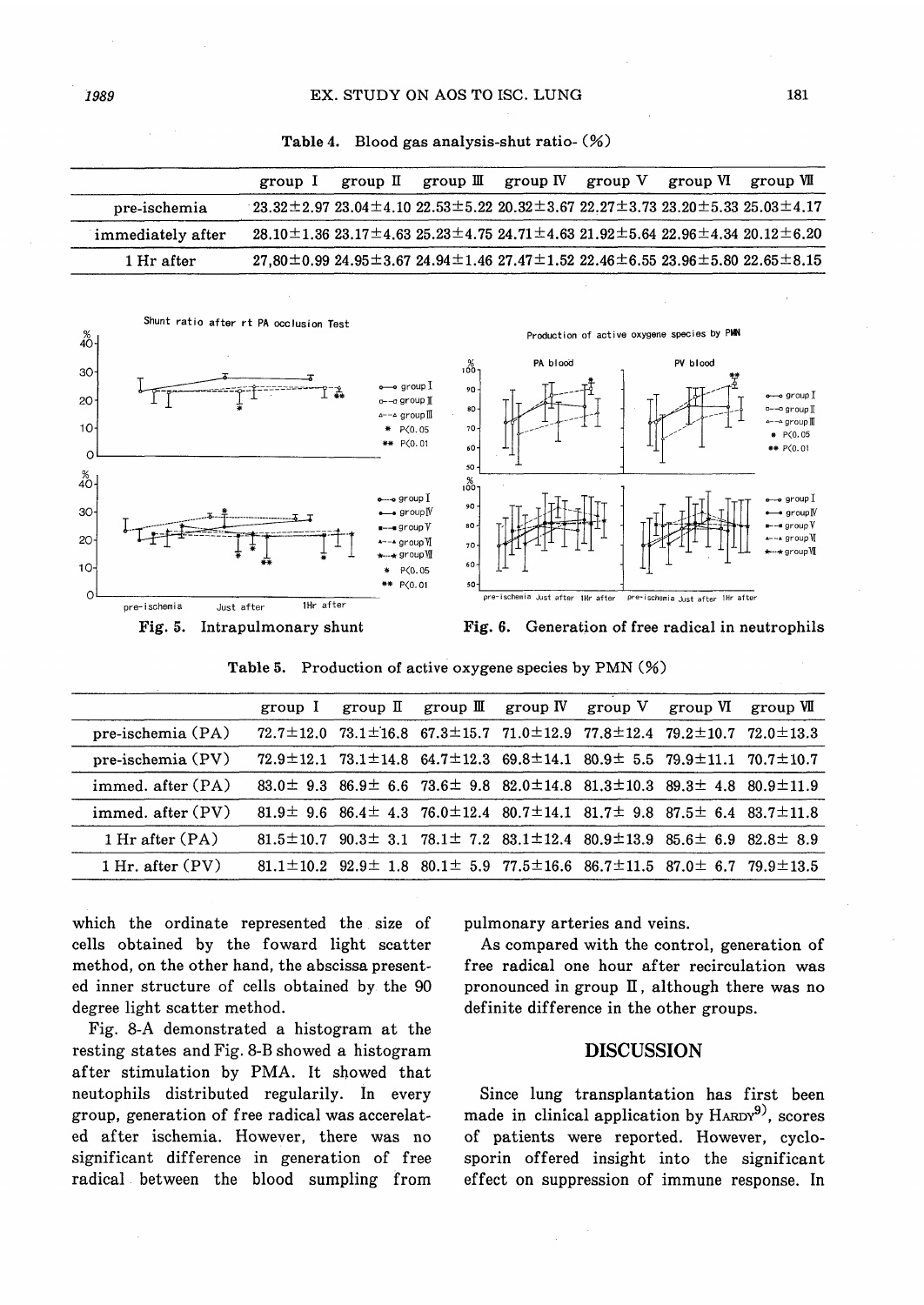Table 4. Blood gas analysis-shut ratio- (%)

| | group I | group II | group III | group IV | group V | group VI | group VII |
|---|---|---|---|---|---|---|---|
| pre-ischemia | 23.32±2.97 | 23.04±4.10 | 22.53±5.22 | 20.32±3.67 | 22.27±3.73 | 23.20±5.33 | 25.03±4.17 |
| immediately after | 28.10±1.36 | 23.17±4.63 | 25.23±4.75 | 24.71±4.63 | 21.92±5.64 | 22.96±4.34 | 20.12±6.20 |
| 1 Hr after | 27,80±0.99 | 24.95±3.67 | 24.94±1.46 | 27.47±1.52 | 22.46±6.55 | 23.96±5.80 | 22.65±8.15 |

Fig. 5. Intrapulmonary shunt

Fig. 6. Generation of free radical in neutrophils

Table 5. Production of active oxygene species by PMN (%)

| | group I | group II | group III | group IV | group V | group VI | group VII |
|---|---|---|---|---|---|---|---|
| pre-ischemia (PA) | 72.7±12.0 | 73.1±16.8 | 67.3±15.7 | 71.0±12.9 | 77.8±12.4 | 79.2±10.7 | 72.0±13.3 |
| pre-ischemia (PV) | 72.9±12.1 | 73.1±14.8 | 64.7±12.3 | 69.8±14.1 | 80.9± 5.5 | 79.9±11.1 | 70.7±10.7 |
| immed. after (PA) | 83.0± 9.3 | 86.9± 6.6 | 73.6± 9.8 | 82.0±14.8 | 81.3±10.3 | 89.3± 4.8 | 80.9±11.9 |
| immed. after (PV) | 81.9± 9.6 | 86.4± 4.3 | 76.0±12.4 | 80.7±14.1 | 81.7± 9.8 | 87.5± 6.4 | 83.7±11.8 |
| 1 Hr after (PA) | 81.5±10.7 | 90.3± 3.1 | 78.1± 7.2 | 83.1±12.4 | 80.9±13.9 | 85.6± 6.9 | 82.8± 8.9 |
| 1 Hr. after (PV) | 81.1±10.2 | 92.9± 1.8 | 80.1± 5.9 | 77.5±16.6 | 86.7±11.5 | 87.0± 6.7 | 79.9±13.5 |

which the ordinate represented the size of cells obtained by the foward light scatter method, on the other hand, the abscissa presented inner structure of cells obtained by the 90 degree light scatter method.

Fig. 8-A demonstrated a histogram at the resting states and Fig. 8-B showed a histogram after stimulation by PMA. It showed that neutophils distributed regularily. In every group, generation of free radical was accerelated after ischemia. However, there was no significant difference in generation of free radical between the blood sumpling from pulmonary arteries and veins.

As compared with the control, generation of free radical one hour after recirculation was pronounced in group II, although there was no definite difference in the other groups.

## DISCUSSION

Since lung transplantation has first been made in clinical application by HARDY[9], scores of patients were reported. However, cyclosporin offered insight into the significant effect on suppression of immune response. In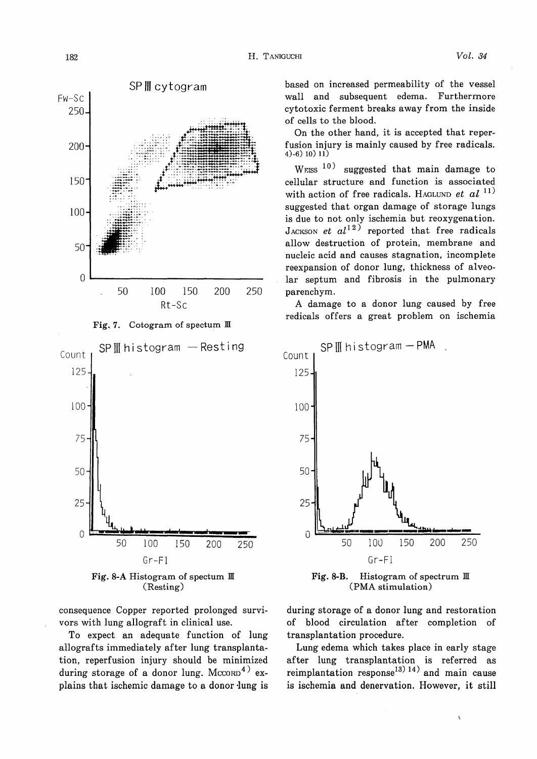Fig. 7. Cotogram of spectum III

Fig. 8-A Histogram of spectum III (Resting)

Fig. 8-B. Histogram of spectrum III (PMA stimulation)

based on increased permeability of the vessel wall and subsequent edema. Furthermore cytotoxic ferment breaks away from the inside of cells to the blood.

On the other hand, it is accepted that reperfusion injury is mainly caused by free radicals.[4)-6) 10) 11)]

WEISS[10)] suggested that main damage to cellular structure and function is associated with action of free radicals. HAGLUND *et al*[11)] suggested that organ damage of storage lungs is due to not only ischemia but reoxygenation. JACKSON *et al*[12)] reported that free radicals allow destruction of protein, membrane and nucleic acid and causes stagnation, incomplete reexpansion of donor lung, thickness of alveolar septum and fibrosis in the pulmonary parenchym.

A damage to a donor lung caused by free redicals offers a great problem on ischemia

consequence Copper reported prolonged survivors with lung allograft in clinical use.

To expect an adequate function of lung allografts immediately after lung transplantation, reperfusion injury should be minimized during storage of a donor lung. MCCORD[4)] explains that ischemic damage to a donor lung is

during storage of a donor lung and restoration of blood circulation after completion of transplantation procedure.

Lung edema which takes place in early stage after lung transplantation is referred as reimplantation response[13) 14)] and main cause is ischemia and denervation. However, it still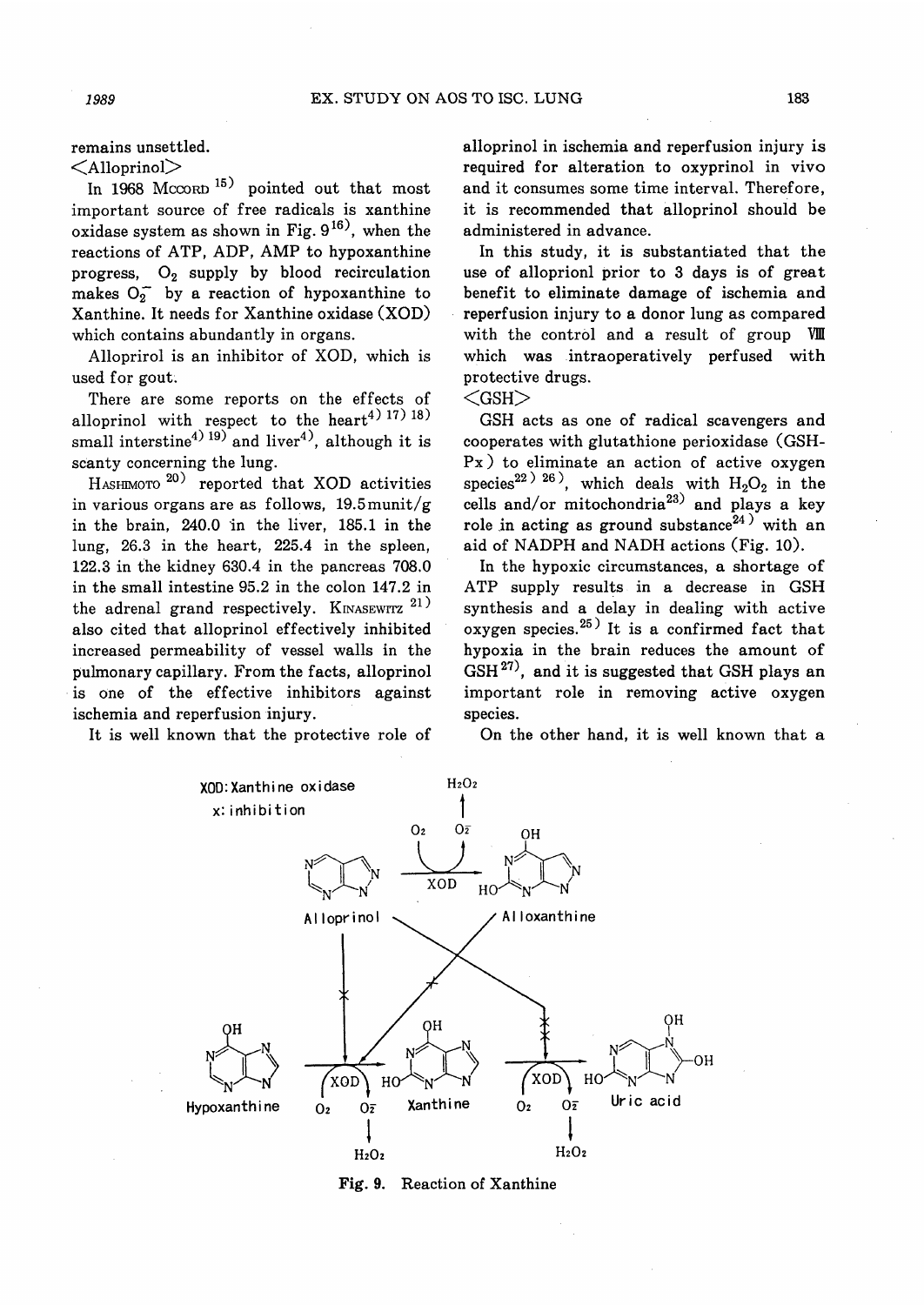remains unsettled.

<Alloprinol>

In 1968 MCCORD [15] pointed out that most important source of free radicals is xanthine oxidase system as shown in Fig. 9 [16], when the reactions of ATP, ADP, AMP to hypoxanthine progress, $O_2$ supply by blood recirculation makes $O_2^-$ by a reaction of hypoxanthine to Xanthine. It needs for Xanthine oxidase (XOD) which contains abundantly in organs.

Alloprirol is an inhibitor of XOD, which is used for gout.

There are some reports on the effects of alloprinol with respect to the heart[4) 17) 18)] small interstine[4) 19)] and liver[4)], although it is scanty concerning the lung.

HASHIMOTO [20)] reported that XOD activities in various organs are as follows, 19.5 munit/g in the brain, 240.0 in the liver, 185.1 in the lung, 26.3 in the heart, 225.4 in the spleen, 122.3 in the kidney 630.4 in the pancreas 708.0 in the small intestine 95.2 in the colon 147.2 in the adrenal grand respectively. KINASEWITZ [21)] also cited that alloprinol effectively inhibited increased permeability of vessel walls in the pulmonary capillary. From the facts, alloprinol is one of the effective inhibitors against ischemia and reperfusion injury.

It is well known that the protective role of alloprinol in ischemia and reperfusion injury is required for alteration to oxyprinol in vivo and it consumes some time interval. Therefore, it is recommended that alloprinol should be administered in advance.

In this study, it is substantiated that the use of alloprionl prior to 3 days is of great benefit to eliminate damage of ischemia and reperfusion injury to a donor lung as compared with the control and a result of group VIII which was intraoperatively perfused with protective drugs.

<GSH>

GSH acts as one of radical scavengers and cooperates with glutathione perioxidase (GSH-Px) to eliminate an action of active oxygen species[22) 26)], which deals with $H_2O_2$ in the cells and/or mitochondria[23)] and plays a key role in acting as ground substance[24)] with an aid of NADPH and NADH actions (Fig. 10).

In the hypoxic circumstances, a shortage of ATP supply results in a decrease in GSH synthesis and a delay in dealing with active oxygen species.[25)] It is a confirmed fact that hypoxia in the brain reduces the amount of GSH[27)], and it is suggested that GSH plays an important role in removing active oxygen species.

On the other hand, it is well known that a

XOD: Xanthine oxidase
x: inhibition

Allopr inol — Alloxanthine — Hypoxanthine — Xanthine — Uric acid
($O_2$, $O_2^-$, $H_2O_2$, XOD)

Fig. 9. Reaction of Xanthine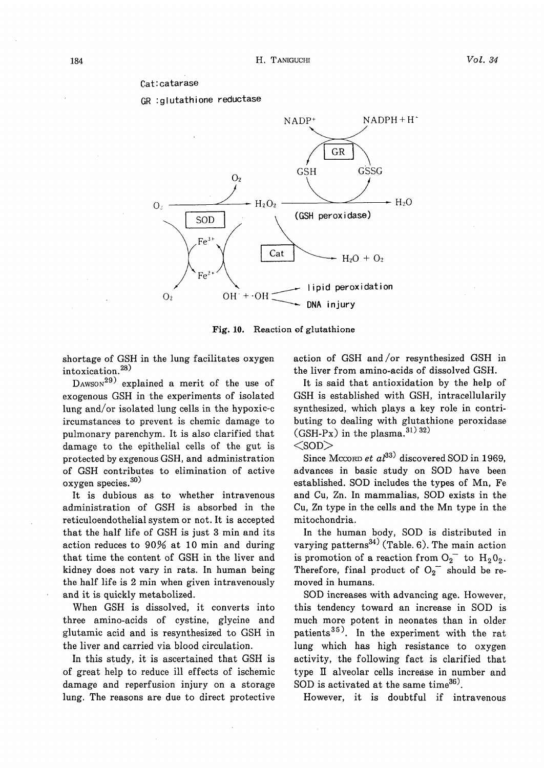Cat: catarase

GR : glutathione reductase

Fig. 10. Reaction of glutathione

shortage of GSH in the lung facilitates oxygen intoxication.[28]

Dawson[29] explained a merit of the use of exogenous GSH in the experiments of isolated lung and/or isolated lung cells in the hypoxic-circumstances to prevent is chemic damage to pulmonary parenchym. It is also clarified that damage to the epithelial cells of the gut is protected by exgenous GSH, and administration of GSH contributes to elimination of active oxygen species.[30]

It is dubious as to whether intravenous administration of GSH is absorbed in the reticuloendothelial system or not. It is accepted that the half life of GSH is just 3 min and its action reduces to 90% at 10 min and during that time the content of GSH in the liver and kidney does not vary in rats. In human being the half life is 2 min when given intravenously and it is quickly metabolized.

When GSH is dissolved, it converts into three amino-acids of cystine, glycine and glutamic acid and is resynthesized to GSH in the liver and carried via blood circulation.

In this study, it is ascertained that GSH is of great help to reduce ill effects of ischemic damage and reperfusion injury on a storage lung. The reasons are due to direct protective action of GSH and/or resynthesized GSH in the liver from amino-acids of dissolved GSH.

It is said that antioxidation by the help of GSH is established with GSH, intracellularily synthesized, which plays a key role in contributing to dealing with glutathione peroxidase (GSH-Px) in the plasma.[31) 32]

<SOD>

Since Mccord *et al*[33] discovered SOD in 1969, advances in basic study on SOD have been established. SOD includes the types of Mn, Fe and Cu, Zn. In mammalias, SOD exists in the Cu, Zn type in the cells and the Mn type in the mitochondria.

In the human body, SOD is distributed in varying patterns[34] (Table. 6). The main action is promotion of a reaction from $O_2^-$ to $H_2O_2$. Therefore, final product of $O_2^-$ should be removed in humans.

SOD increases with advancing age. However, this tendency toward an increase in SOD is much more potent in neonates than in older patients[35]. In the experiment with the rat lung which has high resistance to oxygen activity, the following fact is clarified that type II alveolar cells increase in number and SOD is activated at the same time[36].

However, it is doubtful if intravenous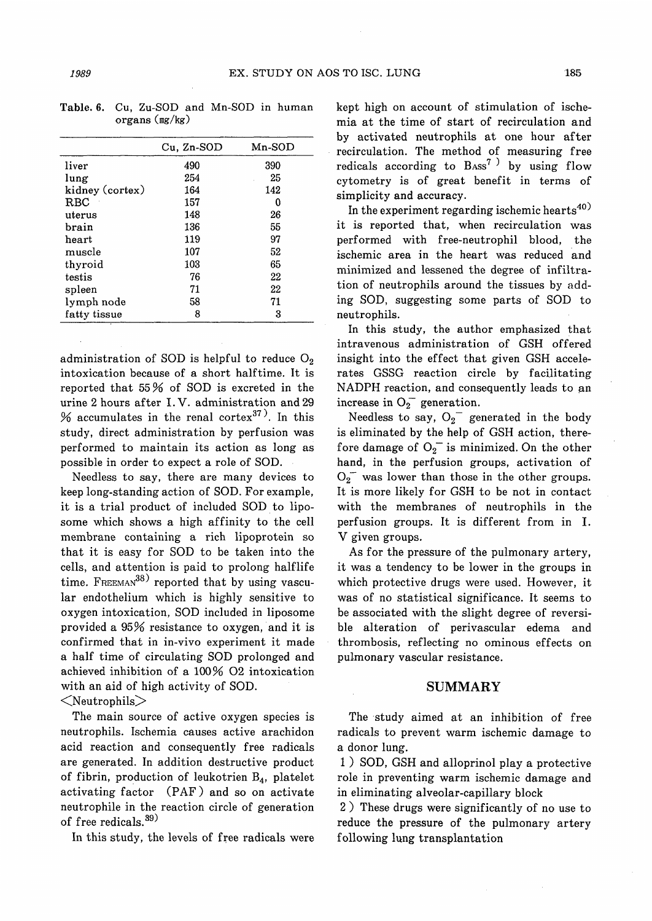Table. 6. Cu, Zu-SOD and Mn-SOD in human organs (mg/kg)

| | Cu, Zn-SOD | Mn-SOD |
|---|---|---|
| liver | 490 | 390 |
| lung | 254 | 25 |
| kidney (cortex) | 164 | 142 |
| RBC | 157 | 0 |
| uterus | 148 | 26 |
| brain | 136 | 55 |
| heart | 119 | 97 |
| muscle | 107 | 52 |
| thyroid | 103 | 65 |
| testis | 76 | 22 |
| spleen | 71 | 22 |
| lymph node | 58 | 71 |
| fatty tissue | 8 | 3 |

administration of SOD is helpful to reduce $O_2$ intoxication because of a short halftime. It is reported that 55% of SOD is excreted in the urine 2 hours after I. V. administration and 29 % accumulates in the renal cortex[37]. In this study, direct administration by perfusion was performed to maintain its action as long as possible in order to expect a role of SOD.

Needless to say, there are many devices to keep long-standing action of SOD. For example, it is a trial product of included SOD to liposome which shows a high affinity to the cell membrane containing a rich lipoprotein so that it is easy for SOD to be taken into the cells, and attention is paid to prolong halflife time. FREEMAN[38] reported that by using vascular endothelium which is highly sensitive to oxygen intoxication, SOD included in liposome provided a 95% resistance to oxygen, and it is confirmed that in in-vivo experiment it made a half time of circulating SOD prolonged and achieved inhibition of a 100% O2 intoxication with an aid of high activity of SOD.

<Neutrophils>

The main source of active oxygen species is neutrophils. Ischemia causes active arachidon acid reaction and consequently free radicals are generated. In addition destructive product of fibrin, production of leukotrien $B_4$, platelet activating factor (PAF) and so on activate neutrophile in the reaction circle of generation of free redicals.[39]

In this study, the levels of free radicals were kept high on account of stimulation of ischemia at the time of start of recirculation and by activated neutrophils at one hour after recirculation. The method of measuring free redicals according to BASS[7] by using flow cytometry is of great benefit in terms of simplicity and accuracy.

In the experiment regarding ischemic hearts[40] it is reported that, when recirculation was performed with free-neutrophil blood, the ischemic area in the heart was reduced and minimized and lessened the degree of infiltration of neutrophils around the tissues by adding SOD, suggesting some parts of SOD to neutrophils.

In this study, the author emphasized that intravenous administration of GSH offered insight into the effect that given GSH accelerates GSSG reaction circle by facilitating NADPH reaction, and consequently leads to an increase in $O_2^-$ generation.

Needless to say, $O_2^-$ generated in the body is eliminated by the help of GSH action, therefore damage of $O_2^-$ is minimized. On the other hand, in the perfusion groups, activation of $O_2^-$ was lower than those in the other groups. It is more likely for GSH to be not in contact with the membranes of neutrophils in the perfusion groups. It is different from in I. V given groups.

As for the pressure of the pulmonary artery, it was a tendency to be lower in the groups in which protective drugs were used. However, it was of no statistical significance. It seems to be associated with the slight degree of reversible alteration of perivascular edema and thrombosis, reflecting no ominous effects on pulmonary vascular resistance.

## SUMMARY

The study aimed at an inhibition of free radicals to prevent warm ischemic damage to a donor lung.

1) SOD, GSH and alloprinol play a protective role in preventing warm ischemic damage and in eliminating alveolar-capillary block

2) These drugs were significantly of no use to reduce the pressure of the pulmonary artery following lung transplantation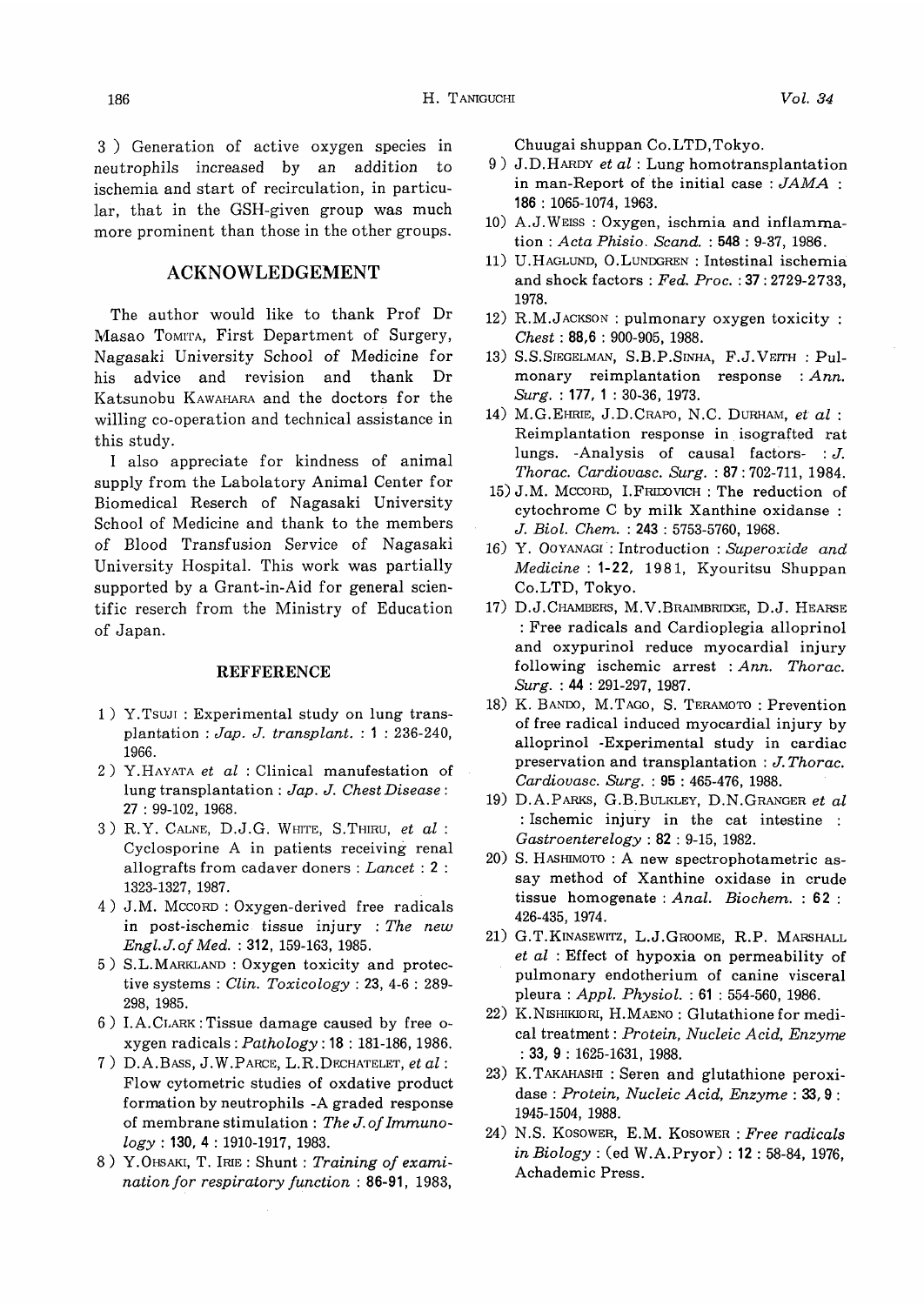3 ) Generation of active oxygen species in neutrophils increased by an addition to ischemia and start of recirculation, in particular, that in the GSH-given group was much more prominent than those in the other groups.

## ACKNOWLEDGEMENT

The author would like to thank Prof Dr Masao TOMITA, First Department of Surgery, Nagasaki University School of Medicine for his advice and revision and thank Dr Katsunobu KAWAHARA and the doctors for the willing co-operation and technical assistance in this study.

I also appreciate for kindness of animal supply from the Labolatory Animal Center for Biomedical Reserch of Nagasaki University School of Medicine and thank to the members of Blood Transfusion Service of Nagasaki University Hospital. This work was partially supported by a Grant-in-Aid for general scientific reserch from the Ministry of Education of Japan.

### REFFERENCE

1 ) Y.TSUJI : Experimental study on lung transplantation : *Jap. J. transplant.* : **1** : 236-240, 1966.

2 ) Y.HAYATA *et al* : Clinical manufestation of lung transplantation : *Jap. J. Chest Disease* : **27** : 99-102, 1968.

3 ) R.Y. CALNE, D.J.G. WHITE, S.THIRU, *et al* : Cyclosporine A in patients receiving renal allografts from cadaver doners : *Lancet* : **2** : 1323-1327, 1987.

4 ) J.M. MCCORD : Oxygen-derived free radicals in post-ischemic tissue injury : *The new Engl.J.of Med.* : **312**, 159-163, 1985.

5 ) S.L.MARKLAND : Oxygen toxicity and protective systems : *Clin. Toxicology* : **23**, 4-6 : 289-298, 1985.

6 ) I.A.CLARK : Tissue damage caused by free oxygen radicals : *Pathology* : **18** : 181-186, 1986.

7 ) D.A.BASS, J.W.PARCE, L.R.DECHATELET, *et al* : Flow cytometric studies of oxdative product formation by neutrophils -A graded response of membrane stimulation : *The J. of Immunology* : **130, 4** : 1910-1917, 1983.

8 ) Y.OHSAKI, T. IRIE : Shunt : *Training of examination for respiratory function* : **86-91**, 1983, Chuugai shuppan Co.LTD,Tokyo.

9 ) J.D.HARDY *et al* : Lung homotransplantation in man-Report of the initial case : *JAMA* : **186** : 1065-1074, 1963.

10) A.J.WEISS : Oxygen, ischmia and inflammation : *Acta Phisio. Scand.* : **548** : 9-37, 1986.

11) U.HAGLUND, O.LUNDGREN : Intestinal ischemia and shock factors : *Fed. Proc.* : **37** : 2729-2733, 1978.

12) R.M.JACKSON : pulmonary oxygen toxicity : *Chest* : **88,6** : 900-905, 1988.

13) S.S.SIEGELMAN, S.B.P.SINHA, F.J.VEITH : Pulmonary reimplantation response : *Ann. Surg.* : **177, 1** : 30-36, 1973.

14) M.G.EHRIE, J.D.CRAPO, N.C. DURHAM, *et al* : Reimplantation response in isografted rat lungs. -Analysis of causal factors- : *J. Thorac. Cardiovasc. Surg.* : **87** : 702-711, 1984.

15) J.M. MCCORD, I.FRIDOVICH : The reduction of cytochrome C by milk Xanthine oxidanse : *J. Biol. Chem.* : **243** : 5753-5760, 1968.

16) Y. OOYANAGI : Introduction : *Superoxide and Medicine* : **1-22**, 1981, Kyouritsu Shuppan Co.LTD, Tokyo.

17) D.J.CHAMBERS, M.V.BRAIMBRIDGE, D.J. HEARSE : Free radicals and Cardioplegia allopurinol and oxypurinol reduce myocardial injury following ischemic arrest : *Ann. Thorac. Surg.* : **44** : 291-297, 1987.

18) K. BANDO, M.TAGO, S. TERAMOTO : Prevention of free radical induced myocardial injury by allopurinol -Experimental study in cardiac preservation and transplantation : *J.Thorac. Cardiovasc. Surg.* : **95** : 465-476, 1988.

19) D.A.PARKS, G.B.BULKLEY, D.N.GRANGER *et al* : Ischemic injury in the cat intestine : *Gastroenterelogy* : **82** : 9-15, 1982.

20) S. HASHIMOTO : A new spectrophotametric assay method of Xanthine oxidase in crude tissue homogenate : *Anal. Biochem.* : **62** : 426-435, 1974.

21) G.T.KINASEWITZ, L.J.GROOME, R.P. MARSHALL *et al* : Effect of hypoxia on permeability of pulmonary endotherium of canine visceral pleura : *Appl. Physiol.* : **61** : 554-560, 1986.

22) K.NISHIKIORI, H.MAENO : Glutathione for medical treatment : *Protein, Nucleic Acid, Enzyme* : **33, 9** : 1625-1631, 1988.

23) K.TAKAHASHI : Seren and glutathione peroxidase : *Protein, Nucleic Acid, Enzyme* : **33, 9** : 1945-1504, 1988.

24) N.S. KOSOWER, E.M. KOSOWER : *Free radicals in Biology* : (ed W.A.Pryor) : **12** : 58-84, 1976, Achademic Press.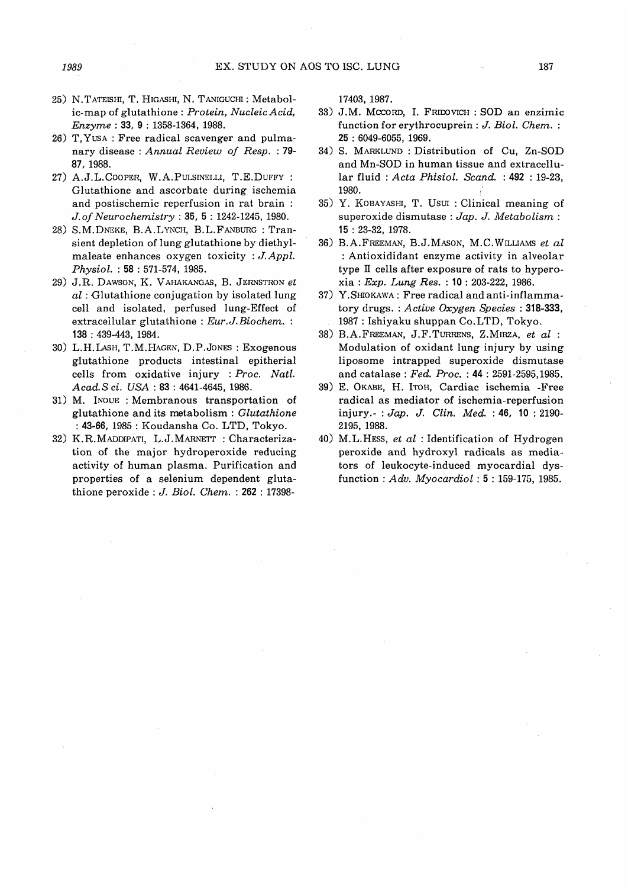25) N. TATEISHI, T. HIGASHI, N. TANIGUCHI : Metabolic-map of glutathione : *Protein, Nucleic Acid, Enzyme* : **33, 9** : 1358-1364, 1988.

26) T, YUSA : Free radical scavenger and pulmanary disease : *Annual Review of Resp.* : **79-87**, 1988.

27) A.J.L.COOPER, W.A.PULSINELLI, T.E.DUFFY : Glutathione and ascorbate during ischemia and postischemic reperfusion in rat brain : *J. of Neurochemistry* : **35, 5** : 1242-1245, 1980.

28) S.M.DNEKE, B.A.LYNCH, B.L.FANBURG : Transient depletion of lung glutathione by diethylmaleate enhances oxygen toxicity : *J.Appl. Physiol.* : **58** : 571-574, 1985.

29) J.R. DAWSON, K. VAHAKANGAS, B. JERNSTRON *et al* : Glutathione conjugation by isolated lung cell and isolated, perfused lung-Effect of extracellular glutathione : *Eur.J.Biochem.* : **138** : 439-443, 1984.

30) L.H.LASH, T.M.HAGEN, D.P.JONES : Exogenous glutathione products intestinal epitherial cells from oxidative injury : *Proc. Natl. Acad.S ci. USA* : **83** : 4641-4645, 1986.

31) M. INOUE : Membranous transportation of glutathione and its metabolism : *Glutathione* : **43-66**, 1985 : Koudansha Co. LTD, Tokyo.

32) K.R.MADDIPATI, L.J.MARNETT : Characterization of the major hydroperoxide reducing activity of human plasma. Purification and properties of a selenium dependent glutathione peroxide : *J. Biol. Chem.* : **262** : 17398-17403, 1987.

33) J.M. MCCORD, I. FRIDOVICH : SOD an enzimic function for erythrocuprein : *J. Biol. Chem.* : **25** : 6049-6055, 1969.

34) S. MARKLUND : Distribution of Cu, Zn-SOD and Mn-SOD in human tissue and extracellular fluid : *Acta Phisiol. Scand.* : **492** : 19-23, 1980.

35) Y. KOBAYASHI, T. USUI : Clinical meaning of superoxide dismutase : *Jap. J. Metabolism* : **15** : 23-32, 1978.

36) B.A.FREEMAN, B.J.MASON, M.C.WILLIAMS *et al* : Antioxididant enzyme activity in alveolar type II cells after exposure of rats to hyperoxia : *Exp. Lung Res.* : **10** : 203-222, 1986.

37) Y.SHIOKAWA : Free radical and anti-inflammatory drugs. : *Active Oxygen Species* : **318-333**, 1987 : Ishiyaku shuppan Co.LTD, Tokyo.

38) B.A.FREEMAN, J.F.TURRENS, Z.MIRZA, *et al* : Modulation of oxidant lung injury by using liposome intrapped superoxide dismutase and catalase : *Fed. Proc.* : **44** : 2591-2595, 1985.

39) E. OKABE, H. ITOH, Cardiac ischemia -Free radical as mediator of ischemia-reperfusion injury.- : *Jap. J. Clin. Med.* : **46, 10** : 2190-2195, 1988.

40) M.L.HESS, *et al* : Identification of Hydrogen peroxide and hydroxyl radicals as mediators of leukocyte-induced myocardial dysfunction : *Adv. Myocardiol* : **5** : 159-175, 1985.